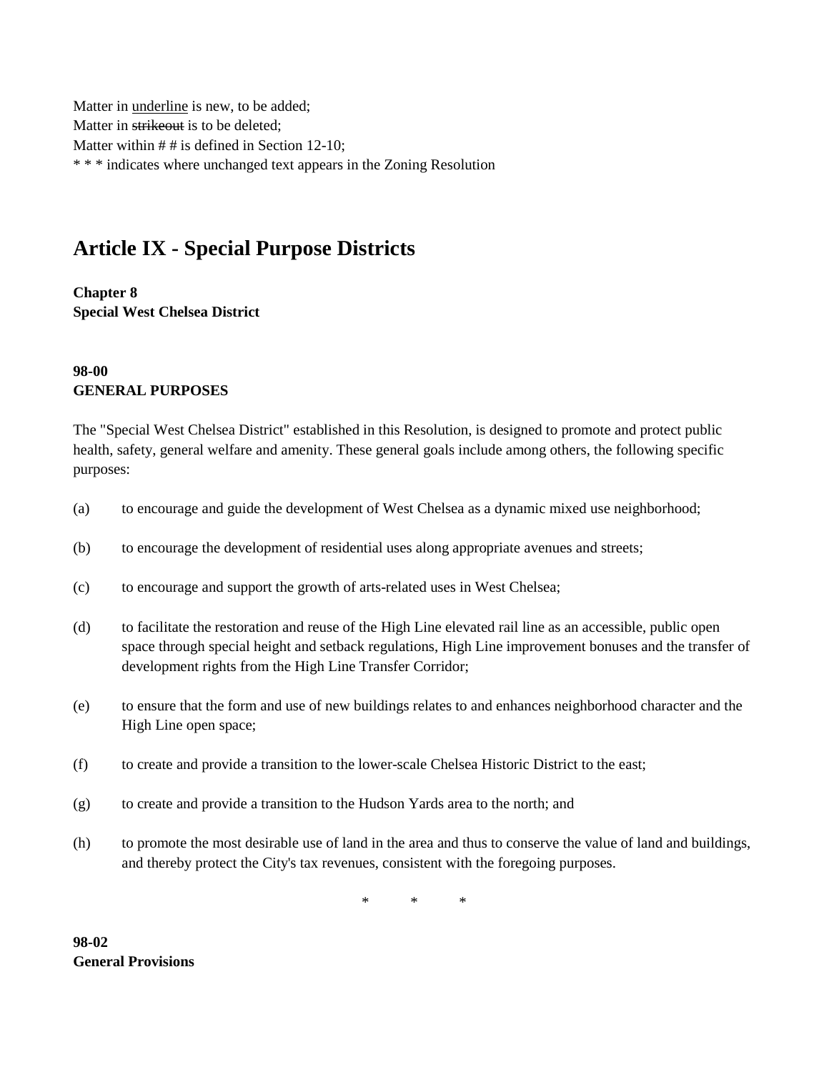Matter in <u>underline</u> is new, to be added;
Matter in ~~strikeout~~ is to be deleted;
Matter within # # is defined in Section 12-10;
* * * indicates where unchanged text appears in the Zoning Resolution

# Article IX - Special Purpose Districts

**Chapter 8**
**Special West Chelsea District**

**98-00**
**GENERAL PURPOSES**

The "Special West Chelsea District" established in this Resolution, is designed to promote and protect public health, safety, general welfare and amenity. These general goals include among others, the following specific purposes:

(a) to encourage and guide the development of West Chelsea as a dynamic mixed use neighborhood;

(b) to encourage the development of residential uses along appropriate avenues and streets;

(c) to encourage and support the growth of arts-related uses in West Chelsea;

(d) to facilitate the restoration and reuse of the High Line elevated rail line as an accessible, public open space through special height and setback regulations, High Line improvement bonuses and the transfer of development rights from the High Line Transfer Corridor;

(e) to ensure that the form and use of new buildings relates to and enhances neighborhood character and the High Line open space;

(f) to create and provide a transition to the lower-scale Chelsea Historic District to the east;

(g) to create and provide a transition to the Hudson Yards area to the north; and

(h) to promote the most desirable use of land in the area and thus to conserve the value of land and buildings, and thereby protect the City's tax revenues, consistent with the foregoing purposes.

\* \* \*

**98-02**
**General Provisions**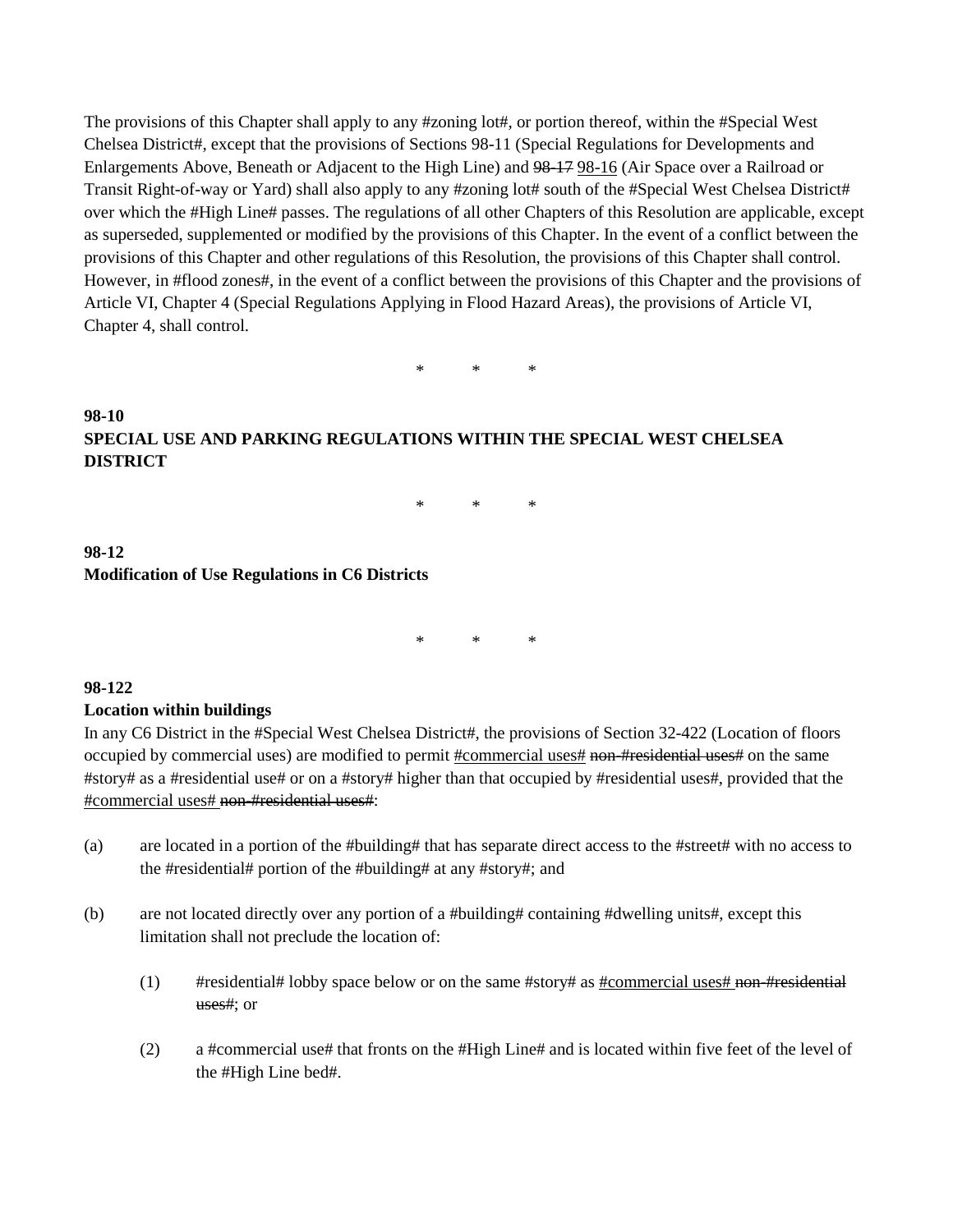The provisions of this Chapter shall apply to any #zoning lot#, or portion thereof, within the #Special West Chelsea District#, except that the provisions of Sections 98-11 (Special Regulations for Developments and Enlargements Above, Beneath or Adjacent to the High Line) and ~~98-17~~ <u>98-16</u> (Air Space over a Railroad or Transit Right-of-way or Yard) shall also apply to any #zoning lot# south of the #Special West Chelsea District# over which the #High Line# passes. The regulations of all other Chapters of this Resolution are applicable, except as superseded, supplemented or modified by the provisions of this Chapter. In the event of a conflict between the provisions of this Chapter and other regulations of this Resolution, the provisions of this Chapter shall control. However, in #flood zones#, in the event of a conflict between the provisions of this Chapter and the provisions of Article VI, Chapter 4 (Special Regulations Applying in Flood Hazard Areas), the provisions of Article VI, Chapter 4, shall control.

\* \* \*

**98-10**
**SPECIAL USE AND PARKING REGULATIONS WITHIN THE SPECIAL WEST CHELSEA DISTRICT**

\* \* \*

**98-12**
**Modification of Use Regulations in C6 Districts**

\* \* \*

**98-122**
**Location within buildings**

In any C6 District in the #Special West Chelsea District#, the provisions of Section 32-422 (Location of floors occupied by commercial uses) are modified to permit <u>#commercial uses#</u> ~~non-#residential uses#~~ on the same #story# as a #residential use# or on a #story# higher than that occupied by #residential uses#, provided that the <u>#commercial uses#</u> ~~non-#residential uses#~~:

(a) are located in a portion of the #building# that has separate direct access to the #street# with no access to the #residential# portion of the #building# at any #story#; and

(b) are not located directly over any portion of a #building# containing #dwelling units#, except this limitation shall not preclude the location of:

(1) #residential# lobby space below or on the same #story# as <u>#commercial uses#</u> ~~non-#residential uses#~~; or

(2) a #commercial use# that fronts on the #High Line# and is located within five feet of the level of the #High Line bed#.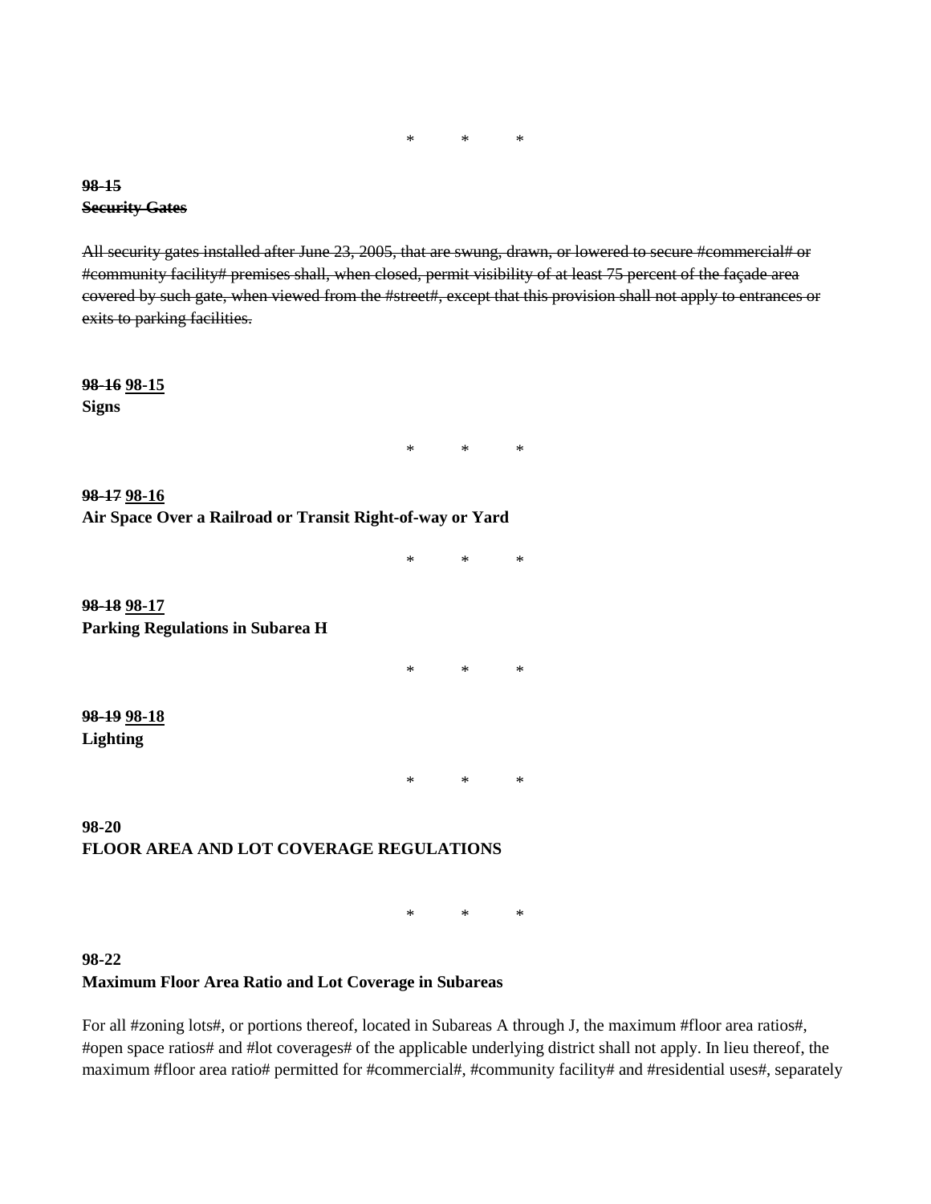\*     \*     \*

~~**98-15**~~
~~**Security Gates**~~

~~All security gates installed after June 23, 2005, that are swung, drawn, or lowered to secure #commercial# or #community facility# premises shall, when closed, permit visibility of at least 75 percent of the façade area covered by such gate, when viewed from the #street#, except that this provision shall not apply to entrances or exits to parking facilities.~~

**~~98-16~~ <u>98-15</u>**
**Signs**

\*     \*     \*

**~~98-17~~ <u>98-16</u>**
**Air Space Over a Railroad or Transit Right-of-way or Yard**

\*     \*     \*

**~~98-18~~ <u>98-17</u>**
**Parking Regulations in Subarea H**

\*     \*     \*

**~~98-19~~ <u>98-18</u>**
**Lighting**

\*     \*     \*

**98-20**
**FLOOR AREA AND LOT COVERAGE REGULATIONS**

\*     \*     \*

**98-22**
**Maximum Floor Area Ratio and Lot Coverage in Subareas**

For all #zoning lots#, or portions thereof, located in Subareas A through J, the maximum #floor area ratios#, #open space ratios# and #lot coverages# of the applicable underlying district shall not apply. In lieu thereof, the maximum #floor area ratio# permitted for #commercial#, #community facility# and #residential uses#, separately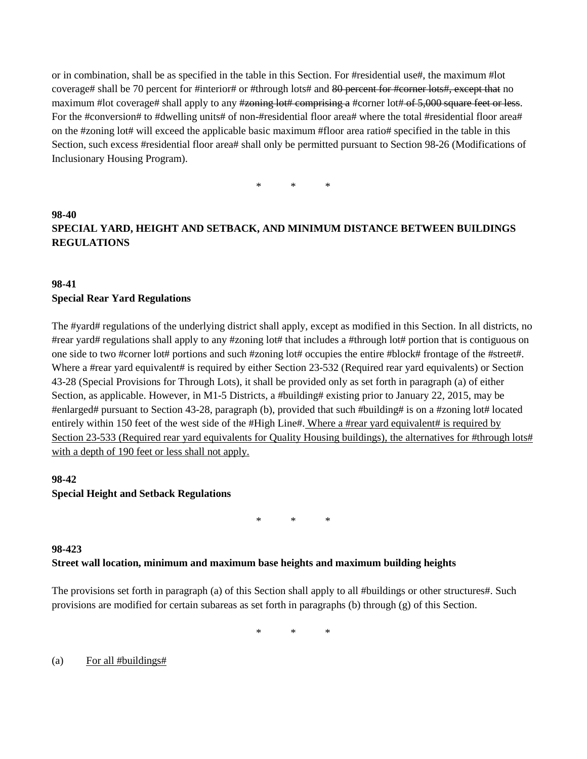or in combination, shall be as specified in the table in this Section. For #residential use#, the maximum #lot coverage# shall be 70 percent for #interior# or #through lots# and ~~80 percent for #corner lots#, except that~~ no maximum #lot coverage# shall apply to any ~~#zoning lot# comprising a~~ #corner lot# ~~of 5,000 square feet or less~~. For the #conversion# to #dwelling units# of non-#residential floor area# where the total #residential floor area# on the #zoning lot# will exceed the applicable basic maximum #floor area ratio# specified in the table in this Section, such excess #residential floor area# shall only be permitted pursuant to Section 98-26 (Modifications of Inclusionary Housing Program).

\* \* \*

**98-40**
**SPECIAL YARD, HEIGHT AND SETBACK, AND MINIMUM DISTANCE BETWEEN BUILDINGS REGULATIONS**

**98-41**
**Special Rear Yard Regulations**

The #yard# regulations of the underlying district shall apply, except as modified in this Section. In all districts, no #rear yard# regulations shall apply to any #zoning lot# that includes a #through lot# portion that is contiguous on one side to two #corner lot# portions and such #zoning lot# occupies the entire #block# frontage of the #street#. Where a #rear yard equivalent# is required by either Section 23-532 (Required rear yard equivalents) or Section 43-28 (Special Provisions for Through Lots), it shall be provided only as set forth in paragraph (a) of either Section, as applicable. However, in M1-5 Districts, a #building# existing prior to January 22, 2015, may be #enlarged# pursuant to Section 43-28, paragraph (b), provided that such #building# is on a #zoning lot# located entirely within 150 feet of the west side of the #High Line#. <u>Where a #rear yard equivalent# is required by Section 23-533 (Required rear yard equivalents for Quality Housing buildings), the alternatives for #through lots# with a depth of 190 feet or less shall not apply.</u>

**98-42**
**Special Height and Setback Regulations**

\* \* \*

**98-423**
**Street wall location, minimum and maximum base heights and maximum building heights**

The provisions set forth in paragraph (a) of this Section shall apply to all #buildings or other structures#. Such provisions are modified for certain subareas as set forth in paragraphs (b) through (g) of this Section.

\* \* \*

(a) <u>For all #buildings#</u>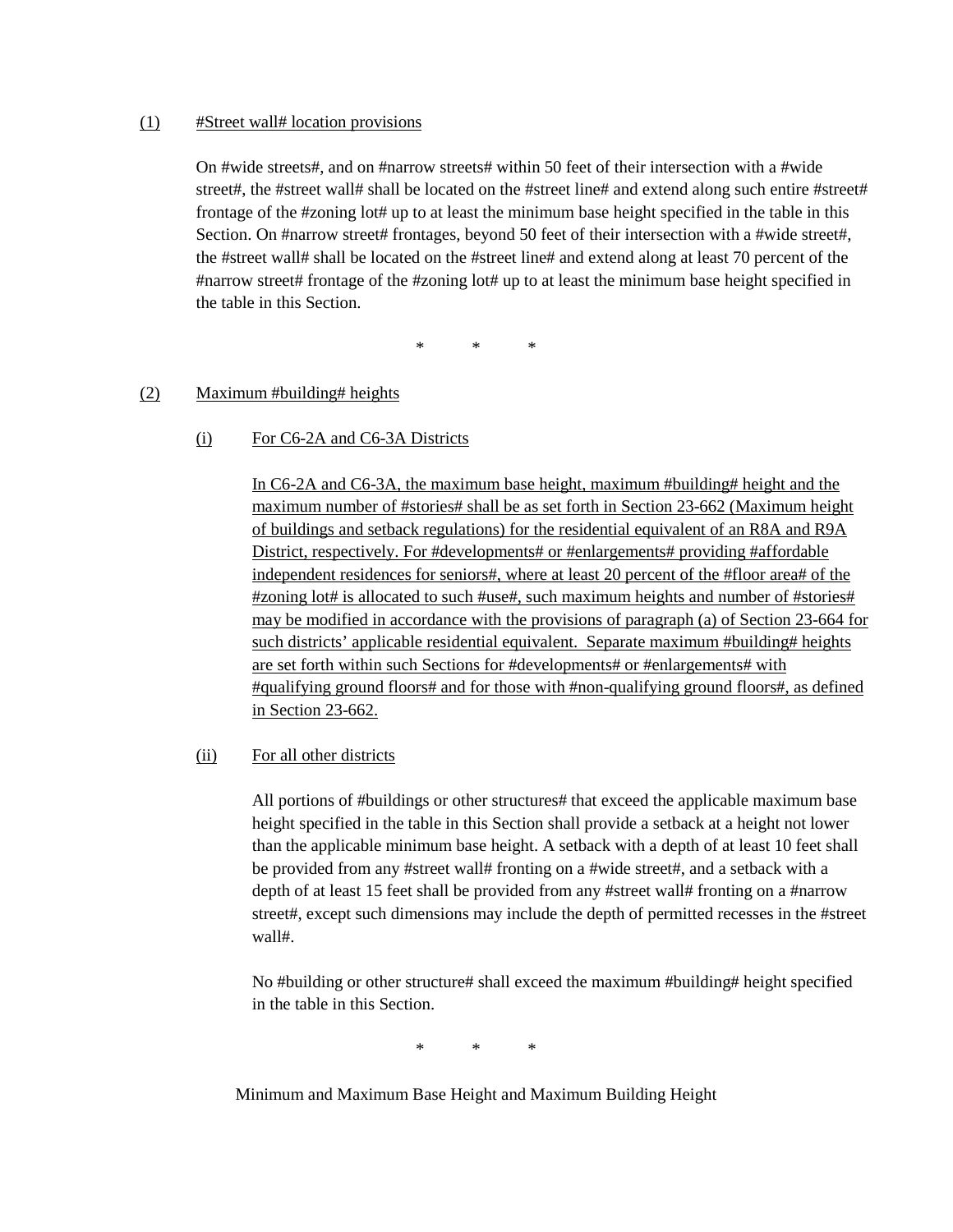(1) #Street wall# location provisions

On #wide streets#, and on #narrow streets# within 50 feet of their intersection with a #wide street#, the #street wall# shall be located on the #street line# and extend along such entire #street# frontage of the #zoning lot# up to at least the minimum base height specified in the table in this Section. On #narrow street# frontages, beyond 50 feet of their intersection with a #wide street#, the #street wall# shall be located on the #street line# and extend along at least 70 percent of the #narrow street# frontage of the #zoning lot# up to at least the minimum base height specified in the table in this Section.

\*  \*  \*

(2) Maximum #building# heights

(i) For C6-2A and C6-3A Districts

In C6-2A and C6-3A, the maximum base height, maximum #building# height and the maximum number of #stories# shall be as set forth in Section 23-662 (Maximum height of buildings and setback regulations) for the residential equivalent of an R8A and R9A District, respectively. For #developments# or #enlargements# providing #affordable independent residences for seniors#, where at least 20 percent of the #floor area# of the #zoning lot# is allocated to such #use#, such maximum heights and number of #stories# may be modified in accordance with the provisions of paragraph (a) of Section 23-664 for such districts' applicable residential equivalent. Separate maximum #building# heights are set forth within such Sections for #developments# or #enlargements# with #qualifying ground floors# and for those with #non-qualifying ground floors#, as defined in Section 23-662.

(ii) For all other districts

All portions of #buildings or other structures# that exceed the applicable maximum base height specified in the table in this Section shall provide a setback at a height not lower than the applicable minimum base height. A setback with a depth of at least 10 feet shall be provided from any #street wall# fronting on a #wide street#, and a setback with a depth of at least 15 feet shall be provided from any #street wall# fronting on a #narrow street#, except such dimensions may include the depth of permitted recesses in the #street wall#.

No #building or other structure# shall exceed the maximum #building# height specified in the table in this Section.

\*  \*  \*

Minimum and Maximum Base Height and Maximum Building Height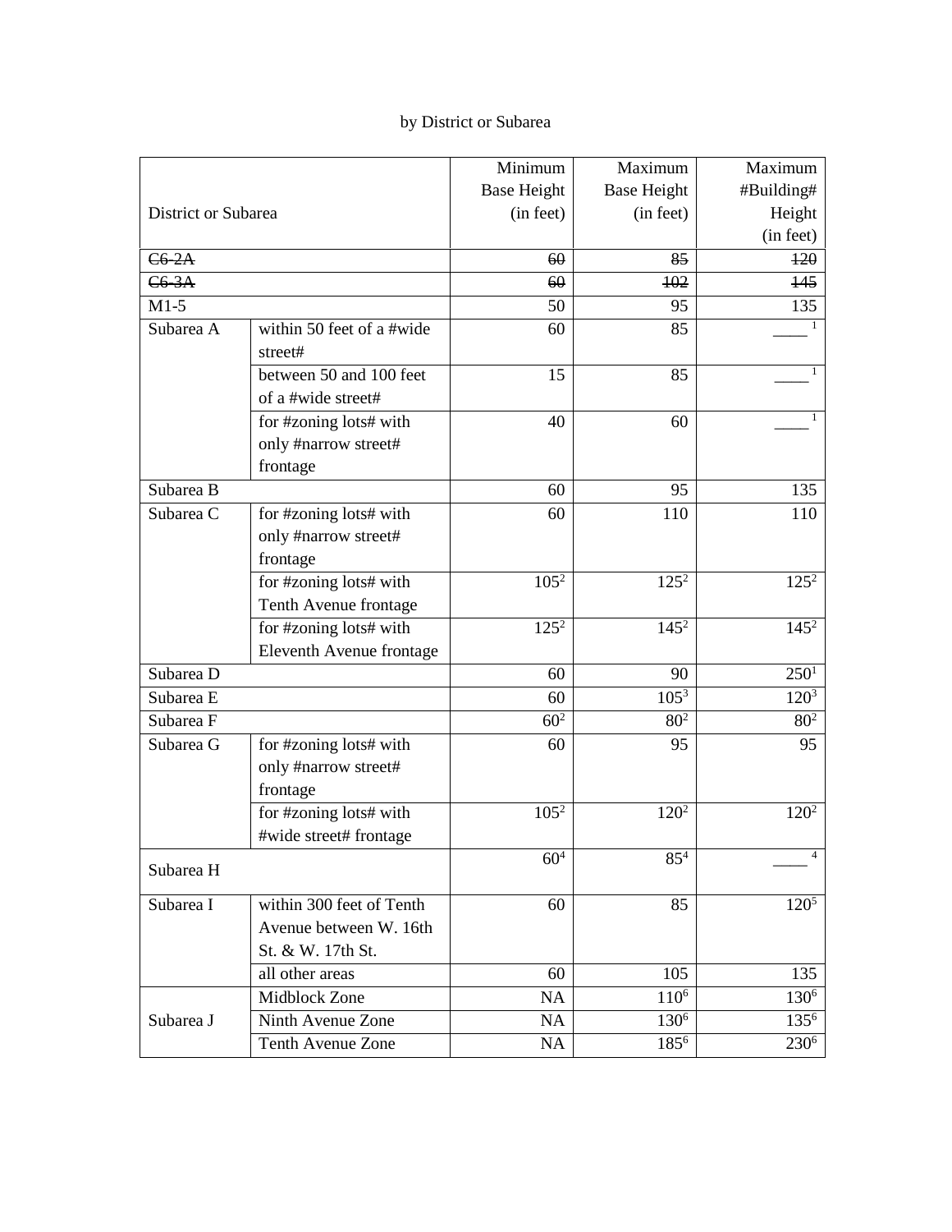by District or Subarea

| District or Subarea | | Minimum Base Height (in feet) | Maximum Base Height (in feet) | Maximum #Building# Height (in feet) |
|---|---|---|---|---|
| ~~C6-2A~~ | | ~~60~~ | ~~85~~ | ~~120~~ |
| ~~C6-3A~~ | | ~~60~~ | ~~102~~ | ~~145~~ |
| M1-5 | | 50 | 95 | 135 |
| Subarea A | within 50 feet of a #wide street# | 60 | 85 | ____[1] |
| | between 50 and 100 feet of a #wide street# | 15 | 85 | ____[1] |
| | for #zoning lots# with only #narrow street# frontage | 40 | 60 | ____[1] |
| Subarea B | | 60 | 95 | 135 |
| Subarea C | for #zoning lots# with only #narrow street# frontage | 60 | 110 | 110 |
| | for #zoning lots# with Tenth Avenue frontage | 105[2] | 125[2] | 125[2] |
| | for #zoning lots# with Eleventh Avenue frontage | 125[2] | 145[2] | 145[2] |
| Subarea D | | 60 | 90 | 250[1] |
| Subarea E | | 60 | 105[3] | 120[3] |
| Subarea F | | 60[2] | 80[2] | 80[2] |
| Subarea G | for #zoning lots# with only #narrow street# frontage | 60 | 95 | 95 |
| | for #zoning lots# with #wide street# frontage | 105[2] | 120[2] | 120[2] |
| Subarea H | | 60[4] | 85[4] | ____[4] |
| Subarea I | within 300 feet of Tenth Avenue between W. 16th St. & W. 17th St. | 60 | 85 | 120[5] |
| | all other areas | 60 | 105 | 135 |
| Subarea J | Midblock Zone | NA | 110[6] | 130[6] |
| | Ninth Avenue Zone | NA | 130[6] | 135[6] |
| | Tenth Avenue Zone | NA | 185[6] | 230[6] |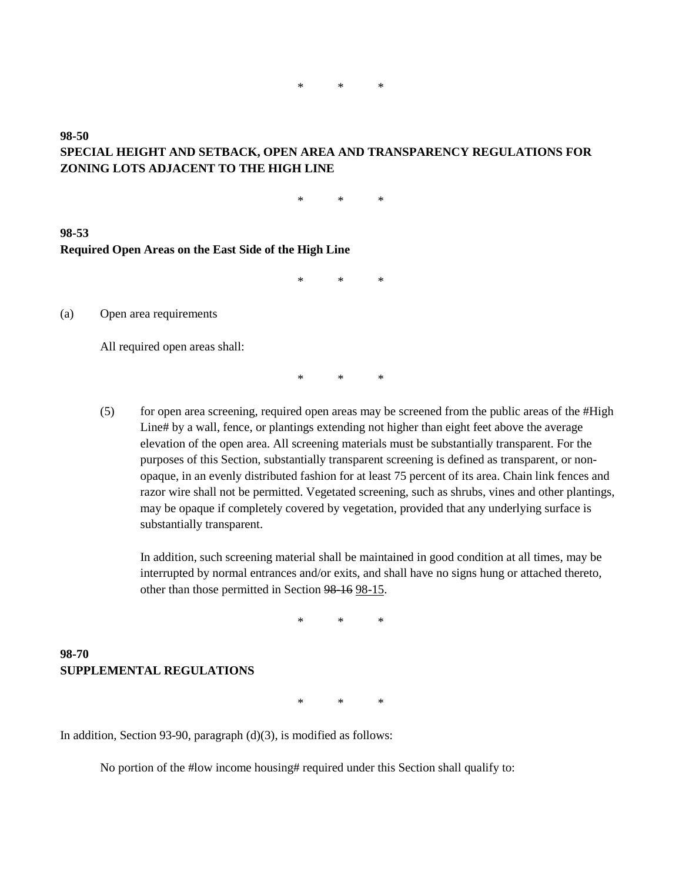\*      \*      \*

**98-50**
**SPECIAL HEIGHT AND SETBACK, OPEN AREA AND TRANSPARENCY REGULATIONS FOR ZONING LOTS ADJACENT TO THE HIGH LINE**

\*      \*      \*

**98-53**
**Required Open Areas on the East Side of the High Line**

\*      \*      \*

(a) Open area requirements

All required open areas shall:

\*      \*      \*

(5) for open area screening, required open areas may be screened from the public areas of the #High Line# by a wall, fence, or plantings extending not higher than eight feet above the average elevation of the open area. All screening materials must be substantially transparent. For the purposes of this Section, substantially transparent screening is defined as transparent, or non-opaque, in an evenly distributed fashion for at least 75 percent of its area. Chain link fences and razor wire shall not be permitted. Vegetated screening, such as shrubs, vines and other plantings, may be opaque if completely covered by vegetation, provided that any underlying surface is substantially transparent.

In addition, such screening material shall be maintained in good condition at all times, may be interrupted by normal entrances and/or exits, and shall have no signs hung or attached thereto, other than those permitted in Section ~~98-16~~ <u>98-15</u>.

\*      \*      \*

**98-70**
**SUPPLEMENTAL REGULATIONS**

\*      \*      \*

In addition, Section 93-90, paragraph (d)(3), is modified as follows:

No portion of the #low income housing# required under this Section shall qualify to: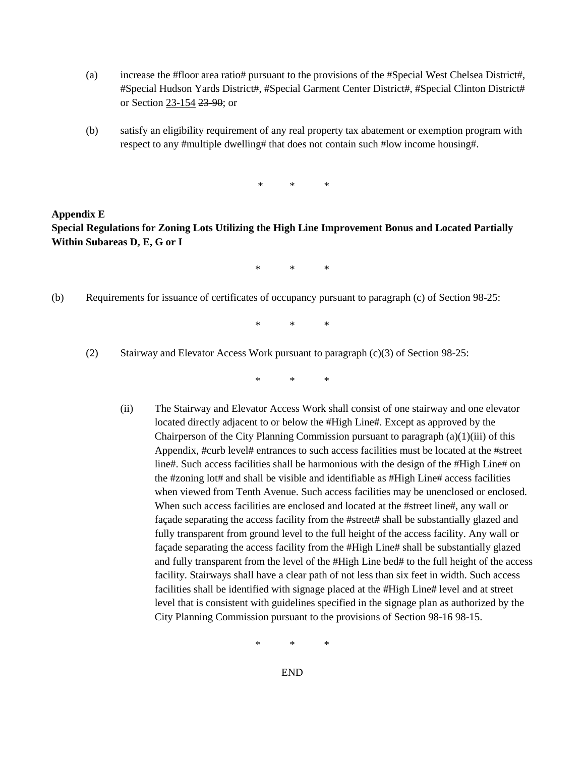(a) increase the #floor area ratio# pursuant to the provisions of the #Special West Chelsea District#, #Special Hudson Yards District#, #Special Garment Center District#, #Special Clinton District# or Section <u>23-154</u> ~~23-90~~; or

(b) satisfy an eligibility requirement of any real property tax abatement or exemption program with respect to any #multiple dwelling# that does not contain such #low income housing#.

\* \* \*

**Appendix E**
**Special Regulations for Zoning Lots Utilizing the High Line Improvement Bonus and Located Partially Within Subareas D, E, G or I**

\* \* \*

(b) Requirements for issuance of certificates of occupancy pursuant to paragraph (c) of Section 98-25:

\* \* \*

(2) Stairway and Elevator Access Work pursuant to paragraph (c)(3) of Section 98-25:

\* \* \*

(ii) The Stairway and Elevator Access Work shall consist of one stairway and one elevator located directly adjacent to or below the #High Line#. Except as approved by the Chairperson of the City Planning Commission pursuant to paragraph (a)(1)(iii) of this Appendix, #curb level# entrances to such access facilities must be located at the #street line#. Such access facilities shall be harmonious with the design of the #High Line# on the #zoning lot# and shall be visible and identifiable as #High Line# access facilities when viewed from Tenth Avenue. Such access facilities may be unenclosed or enclosed. When such access facilities are enclosed and located at the #street line#, any wall or façade separating the access facility from the #street# shall be substantially glazed and fully transparent from ground level to the full height of the access facility. Any wall or façade separating the access facility from the #High Line# shall be substantially glazed and fully transparent from the level of the #High Line bed# to the full height of the access facility. Stairways shall have a clear path of not less than six feet in width. Such access facilities shall be identified with signage placed at the #High Line# level and at street level that is consistent with guidelines specified in the signage plan as authorized by the City Planning Commission pursuant to the provisions of Section ~~98-16~~ <u>98-15</u>.

\* \* \*

END